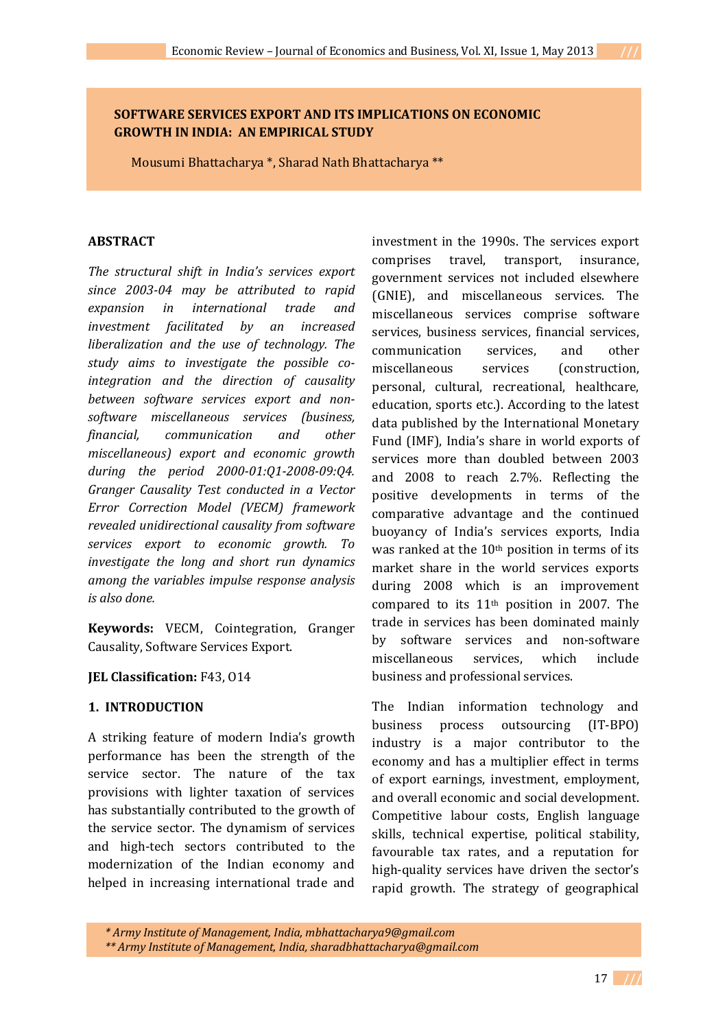# SOFTWARE SERVICES EXPORT AND ITS IMPLICATIONS ON ECONOMIC GROWTH IN INDIA: AN EMPIRICAL STUDY

Mousumi Bhattacharya *, Sharad Nath Bhattacharya **

## ABSTRACT

*The structural shift in India's services export since 2003-04 may be attributed to rapid expansion in international trade and investment facilitated by an increased liberalization and the use of technology. The study aims to investigate the possible co-integration and the direction of causality between software services export and non-software miscellaneous services (business, financial, communication and other miscellaneous) export and economic growth during the period 2000-01:Q1-2008-09:Q4. Granger Causality Test conducted in a Vector Error Correction Model (VECM) framework revealed unidirectional causality from software services export to economic growth. To investigate the long and short run dynamics among the variables impulse response analysis is also done.*

**Keywords:** VECM, Cointegration, Granger Causality, Software Services Export.

**JEL Classification:** F43, O14

## 1. INTRODUCTION

A striking feature of modern India's growth performance has been the strength of the service sector. The nature of the tax provisions with lighter taxation of services has substantially contributed to the growth of the service sector. The dynamism of services and high-tech sectors contributed to the modernization of the Indian economy and helped in increasing international trade and investment in the 1990s. The services export comprises travel, transport, insurance, government services not included elsewhere (GNIE), and miscellaneous services. The miscellaneous services comprise software services, business services, financial services, communication services, and other miscellaneous services (construction, personal, cultural, recreational, healthcare, education, sports etc.). According to the latest data published by the International Monetary Fund (IMF), India's share in world exports of services more than doubled between 2003 and 2008 to reach 2.7%. Reflecting the positive developments in terms of the comparative advantage and the continued buoyancy of India's services exports, India was ranked at the 10th position in terms of its market share in the world services exports during 2008 which is an improvement compared to its 11th position in 2007. The trade in services has been dominated mainly by software services and non-software miscellaneous services, which include business and professional services.

The Indian information technology and business process outsourcing (IT-BPO) industry is a major contributor to the economy and has a multiplier effect in terms of export earnings, investment, employment, and overall economic and social development. Competitive labour costs, English language skills, technical expertise, political stability, favourable tax rates, and a reputation for high-quality services have driven the sector's rapid growth. The strategy of geographical

*\* Army Institute of Management, India, mbhattacharya9@gmail.com*
*\*\* Army Institute of Management, India, sharadbhattacharya@gmail.com*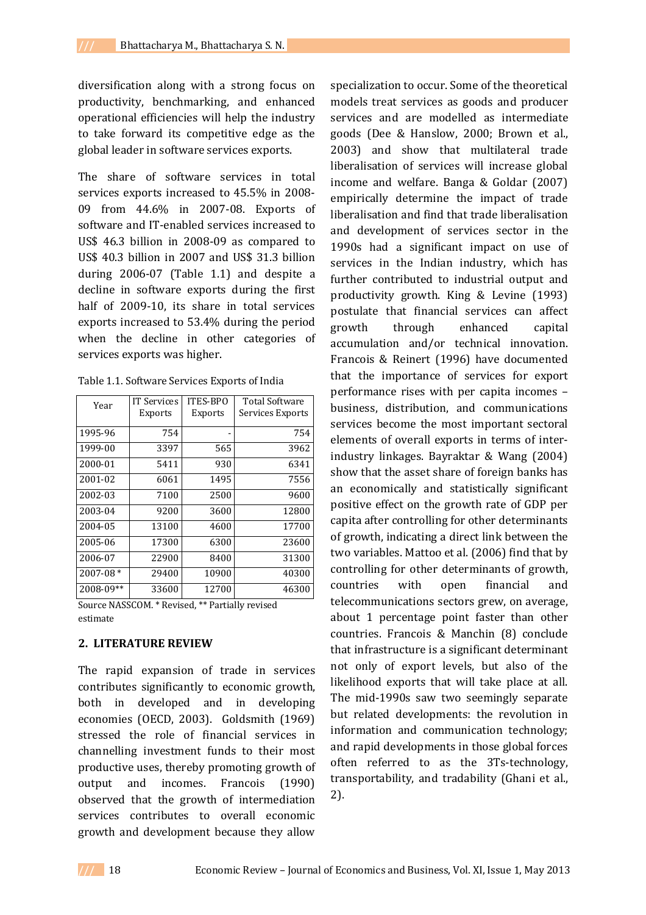diversification along with a strong focus on productivity, benchmarking, and enhanced operational efficiencies will help the industry to take forward its competitive edge as the global leader in software services exports.

The share of software services in total services exports increased to 45.5% in 2008-09 from 44.6% in 2007-08. Exports of software and IT-enabled services increased to US$ 46.3 billion in 2008-09 as compared to US$ 40.3 billion in 2007 and US$ 31.3 billion during 2006-07 (Table 1.1) and despite a decline in software exports during the first half of 2009-10, its share in total services exports increased to 53.4% during the period when the decline in other categories of services exports was higher.

Table 1.1. Software Services Exports of India

| Year | IT Services Exports | ITES-BPO Exports | Total Software Services Exports |
|---|---|---|---|
| 1995-96 | 754 | - | 754 |
| 1999-00 | 3397 | 565 | 3962 |
| 2000-01 | 5411 | 930 | 6341 |
| 2001-02 | 6061 | 1495 | 7556 |
| 2002-03 | 7100 | 2500 | 9600 |
| 2003-04 | 9200 | 3600 | 12800 |
| 2004-05 | 13100 | 4600 | 17700 |
| 2005-06 | 17300 | 6300 | 23600 |
| 2006-07 | 22900 | 8400 | 31300 |
| 2007-08 * | 29400 | 10900 | 40300 |
| 2008-09** | 33600 | 12700 | 46300 |

Source NASSCOM. * Revised, ** Partially revised estimate

## 2. LITERATURE REVIEW

The rapid expansion of trade in services contributes significantly to economic growth, both in developed and in developing economies (OECD, 2003). Goldsmith (1969) stressed the role of financial services in channelling investment funds to their most productive uses, thereby promoting growth of output and incomes. Francois (1990) observed that the growth of intermediation services contributes to overall economic growth and development because they allow specialization to occur. Some of the theoretical models treat services as goods and producer services and are modelled as intermediate goods (Dee & Hanslow, 2000; Brown et al., 2003) and show that multilateral trade liberalisation of services will increase global income and welfare. Banga & Goldar (2007) empirically determine the impact of trade liberalisation and find that trade liberalisation and development of services sector in the 1990s had a significant impact on use of services in the Indian industry, which has further contributed to industrial output and productivity growth. King & Levine (1993) postulate that financial services can affect growth through enhanced capital accumulation and/or technical innovation. Francois & Reinert (1996) have documented that the importance of services for export performance rises with per capita incomes – business, distribution, and communications services become the most important sectoral elements of overall exports in terms of inter-industry linkages. Bayraktar & Wang (2004) show that the asset share of foreign banks has an economically and statistically significant positive effect on the growth rate of GDP per capita after controlling for other determinants of growth, indicating a direct link between the two variables. Mattoo et al. (2006) find that by controlling for other determinants of growth, countries with open financial and telecommunications sectors grew, on average, about 1 percentage point faster than other countries. Francois & Manchin (8) conclude that infrastructure is a significant determinant not only of export levels, but also of the likelihood exports that will take place at all. The mid-1990s saw two seemingly separate but related developments: the revolution in information and communication technology; and rapid developments in those global forces often referred to as the 3Ts-technology, transportability, and tradability (Ghani et al., 2).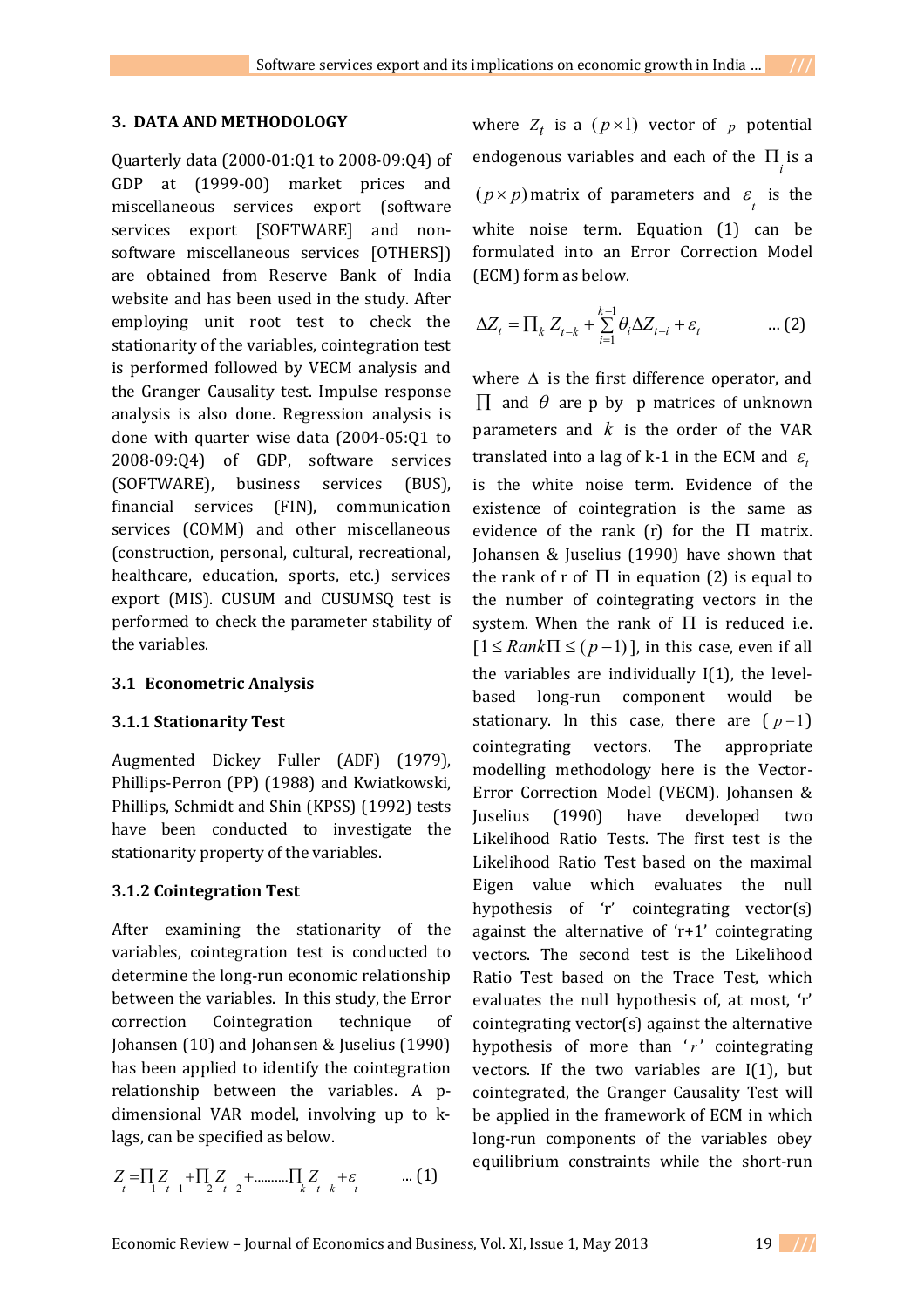## 3. DATA AND METHODOLOGY

Quarterly data (2000-01:Q1 to 2008-09:Q4) of GDP at (1999-00) market prices and miscellaneous services export (software services export [SOFTWARE] and non-software miscellaneous services [OTHERS]) are obtained from Reserve Bank of India website and has been used in the study. After employing unit root test to check the stationarity of the variables, cointegration test is performed followed by VECM analysis and the Granger Causality test. Impulse response analysis is also done. Regression analysis is done with quarter wise data (2004-05:Q1 to 2008-09:Q4) of GDP, software services (SOFTWARE), business services (BUS), financial services (FIN), communication services (COMM) and other miscellaneous (construction, personal, cultural, recreational, healthcare, education, sports, etc.) services export (MIS). CUSUM and CUSUMSQ test is performed to check the parameter stability of the variables.

### 3.1 Econometric Analysis

#### 3.1.1 Stationarity Test

Augmented Dickey Fuller (ADF) (1979), Phillips-Perron (PP) (1988) and Kwiatkowski, Phillips, Schmidt and Shin (KPSS) (1992) tests have been conducted to investigate the stationarity property of the variables.

#### 3.1.2 Cointegration Test

After examining the stationarity of the variables, cointegration test is conducted to determine the long-run economic relationship between the variables. In this study, the Error correction Cointegration technique of Johansen (10) and Johansen & Juselius (1990) has been applied to identify the cointegration relationship between the variables. A p-dimensional VAR model, involving up to k-lags, can be specified as below.

$$Z_t = \prod_1 Z_{t-1} + \prod_2 Z_{t-2} + \ldots\ldots\ldots \prod_k Z_{t-k} + \varepsilon_t \qquad \ldots (1)$$

where $Z_t$ is a $(p \times 1)$ vector of $p$ potential endogenous variables and each of the $\prod_i$ is a $(p \times p)$ matrix of parameters and $\varepsilon_t$ is the white noise term. Equation (1) can be formulated into an Error Correction Model (ECM) form as below.

$$\Delta Z_t = \prod_k Z_{t-k} + \sum_{i=1}^{k-1} \theta_i \Delta Z_{t-i} + \varepsilon_t \qquad \ldots (2)$$

where $\Delta$ is the first difference operator, and $\prod$ and $\theta$ are p by p matrices of unknown parameters and $k$ is the order of the VAR translated into a lag of k-1 in the ECM and $\varepsilon_t$ is the white noise term. Evidence of the existence of cointegration is the same as evidence of the rank (r) for the $\prod$ matrix. Johansen & Juselius (1990) have shown that the rank of r of $\prod$ in equation (2) is equal to the number of cointegrating vectors in the system. When the rank of $\prod$ is reduced i.e. $[1 \leq Rank\prod \leq (p-1)]$, in this case, even if all the variables are individually I(1), the level-based long-run component would be stationary. In this case, there are $(p-1)$ cointegrating vectors. The appropriate modelling methodology here is the Vector-Error Correction Model (VECM). Johansen & Juselius (1990) have developed two Likelihood Ratio Tests. The first test is the Likelihood Ratio Test based on the maximal Eigen value which evaluates the null hypothesis of 'r' cointegrating vector(s) against the alternative of 'r+1' cointegrating vectors. The second test is the Likelihood Ratio Test based on the Trace Test, which evaluates the null hypothesis of, at most, 'r' cointegrating vector(s) against the alternative hypothesis of more than '$r$' cointegrating vectors. If the two variables are I(1), but cointegrated, the Granger Causality Test will be applied in the framework of ECM in which long-run components of the variables obey equilibrium constraints while the short-run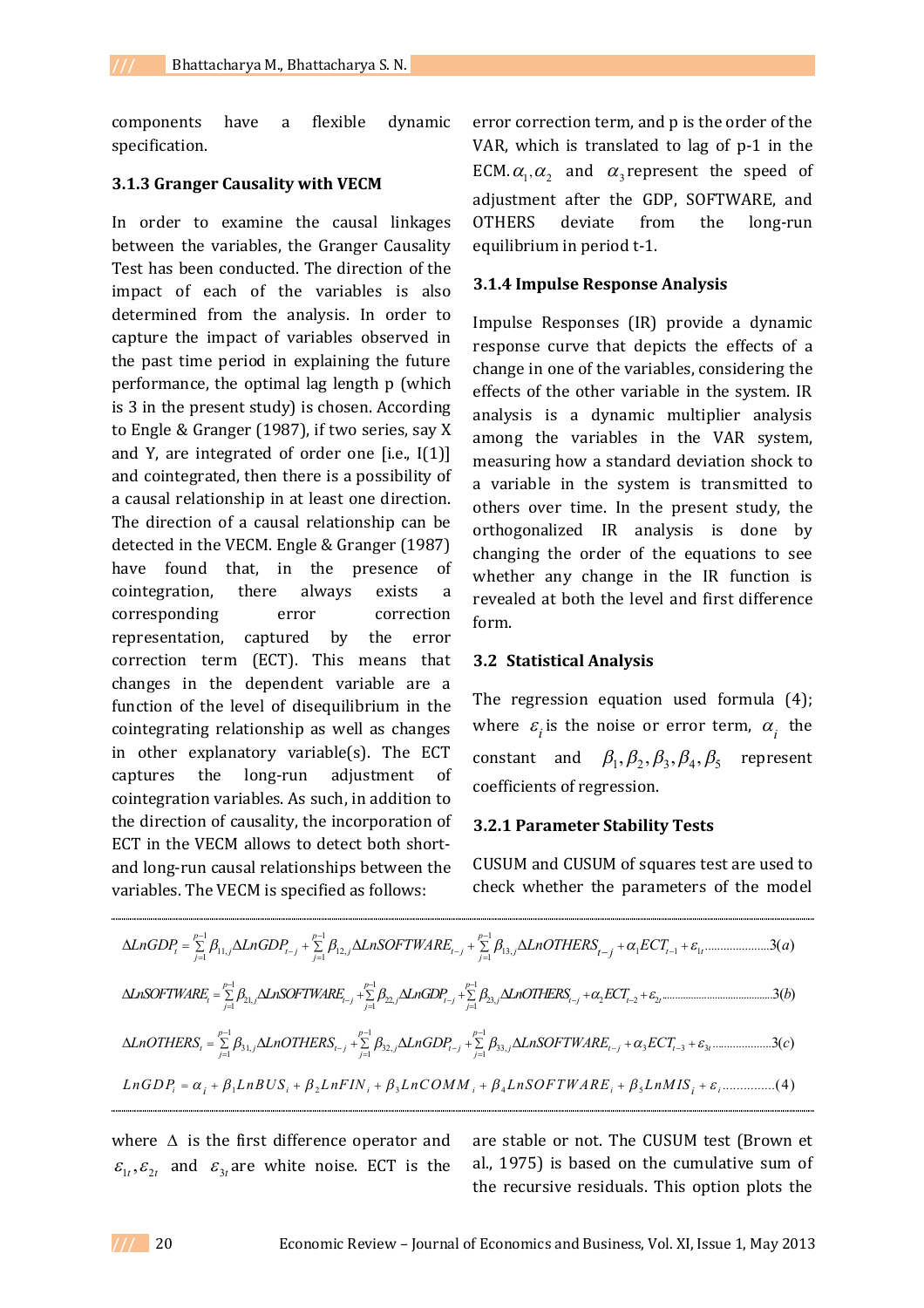components have a flexible dynamic specification.

### 3.1.3 Granger Causality with VECM

In order to examine the causal linkages between the variables, the Granger Causality Test has been conducted. The direction of the impact of each of the variables is also determined from the analysis. In order to capture the impact of variables observed in the past time period in explaining the future performance, the optimal lag length p (which is 3 in the present study) is chosen. According to Engle & Granger (1987), if two series, say X and Y, are integrated of order one [i.e., I(1)] and cointegrated, then there is a possibility of a causal relationship in at least one direction. The direction of a causal relationship can be detected in the VECM. Engle & Granger (1987) have found that, in the presence of cointegration, there always exists a corresponding error correction representation, captured by the error correction term (ECT). This means that changes in the dependent variable are a function of the level of disequilibrium in the cointegrating relationship as well as changes in other explanatory variable(s). The ECT captures the long-run adjustment of cointegration variables. As such, in addition to the direction of causality, the incorporation of ECT in the VECM allows to detect both short- and long-run causal relationships between the variables. The VECM is specified as follows:

$$\Delta LnGDP_t = \sum_{j=1}^{p-1} \beta_{11,j} \Delta LnGDP_{t-j} + \sum_{j=1}^{p-1} \beta_{12,j} \Delta LnSOFTWARE_{t-j} + \sum_{j=1}^{p-1} \beta_{13,j} \Delta LnOTHERS_{t-j} + \alpha_1 ECT_{t-1} + \varepsilon_{1t} \quad 3(a)$$

$$\Delta LnSOFTWARE_t = \sum_{j=1}^{p-1} \beta_{21,j} \Delta LnSOFTWARE_{t-j} + \sum_{j=1}^{p-1} \beta_{22,j} \Delta LnGDP_{t-j} + \sum_{j=1}^{p-1} \beta_{23,j} \Delta LnOTHERS_{t-j} + \alpha_2 ECT_{t-2} + \varepsilon_{2t} \quad 3(b)$$

$$\Delta LnOTHERS_t = \sum_{j=1}^{p-1} \beta_{31,j} \Delta LnOTHERS_{t-j} + \sum_{j=1}^{p-1} \beta_{32,j} \Delta LnGDP_{t-j} + \sum_{j=1}^{p-1} \beta_{33,j} \Delta LnSOFTWARE_{t-j} + \alpha_3 ECT_{t-3} + \varepsilon_{3t} \quad 3(c)$$

$$LnGDP_i = \alpha_i + \beta_1 LnBUS_i + \beta_2 LnFIN_i + \beta_3 LnCOMM_i + \beta_4 LnSOFTWARE_i + \beta_5 LnMIS_i + \varepsilon_i \quad (4)$$

where $\Delta$ is the first difference operator and $\varepsilon_{1t}, \varepsilon_{2t}$ and $\varepsilon_{3t}$ are white noise. ECT is the error correction term, and p is the order of the VAR, which is translated to lag of p-1 in the ECM. $\alpha_1, \alpha_2$ and $\alpha_3$ represent the speed of adjustment after the GDP, SOFTWARE, and OTHERS deviate from the long-run equilibrium in period t-1.

### 3.1.4 Impulse Response Analysis

Impulse Responses (IR) provide a dynamic response curve that depicts the effects of a change in one of the variables, considering the effects of the other variable in the system. IR analysis is a dynamic multiplier analysis among the variables in the VAR system, measuring how a standard deviation shock to a variable in the system is transmitted to others over time. In the present study, the orthogonalized IR analysis is done by changing the order of the equations to see whether any change in the IR function is revealed at both the level and first difference form.

## 3.2 Statistical Analysis

The regression equation used formula (4); where $\varepsilon_i$ is the noise or error term, $\alpha_i$ the constant and $\beta_1, \beta_2, \beta_3, \beta_4, \beta_5$ represent coefficients of regression.

### 3.2.1 Parameter Stability Tests

CUSUM and CUSUM of squares test are used to check whether the parameters of the model are stable or not. The CUSUM test (Brown et al., 1975) is based on the cumulative sum of the recursive residuals. This option plots the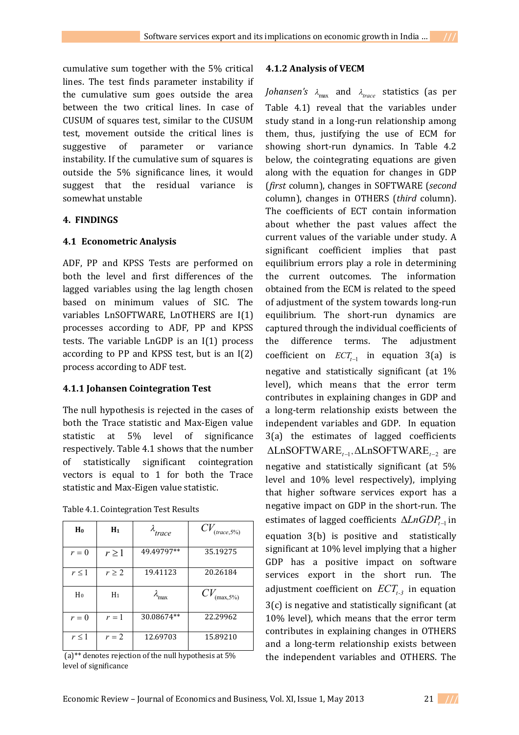cumulative sum together with the 5% critical lines. The test finds parameter instability if the cumulative sum goes outside the area between the two critical lines. In case of CUSUM of squares test, similar to the CUSUM test, movement outside the critical lines is suggestive of parameter or variance instability. If the cumulative sum of squares is outside the 5% significance lines, it would suggest that the residual variance is somewhat unstable

## 4. FINDINGS

### 4.1 Econometric Analysis

ADF, PP and KPSS Tests are performed on both the level and first differences of the lagged variables using the lag length chosen based on minimum values of SIC. The variables LnSOFTWARE, LnOTHERS are I(1) processes according to ADF, PP and KPSS tests. The variable LnGDP is an I(1) process according to PP and KPSS test, but is an I(2) process according to ADF test.

#### 4.1.1 Johansen Cointegration Test

The null hypothesis is rejected in the cases of both the Trace statistic and Max-Eigen value statistic at 5% level of significance respectively. Table 4.1 shows that the number of statistically significant cointegration vectors is equal to 1 for both the Trace statistic and Max-Eigen value statistic.

Table 4.1. Cointegration Test Results

| $H_0$ | $H_1$ | $\lambda_{trace}$ | $CV_{(trace,5\%)}$ |
|---|---|---|---|
| $r = 0$ | $r \geq 1$ | 49.49797** | 35.19275 |
| $r \leq 1$ | $r \geq 2$ | 19.41123 | 20.26184 |
| $H_0$ | $H_1$ | $\lambda_{\max}$ | $CV_{(\max,5\%)}$ |
| $r = 0$ | $r = 1$ | 30.08674** | 22.29962 |
| $r \leq 1$ | $r = 2$ | 12.69703 | 15.89210 |

(a)** denotes rejection of the null hypothesis at 5% level of significance

#### 4.1.2 Analysis of VECM

*Johansen's* $\lambda_{\max}$ and $\lambda_{trace}$ statistics (as per Table 4.1) reveal that the variables under study stand in a long-run relationship among them, thus, justifying the use of ECM for showing short-run dynamics. In Table 4.2 below, the cointegrating equations are given along with the equation for changes in GDP (*first* column), changes in SOFTWARE (*second* column), changes in OTHERS (*third* column). The coefficients of ECT contain information about whether the past values affect the current values of the variable under study. A significant coefficient implies that past equilibrium errors play a role in determining the current outcomes. The information obtained from the ECM is related to the speed of adjustment of the system towards long-run equilibrium. The short-run dynamics are captured through the individual coefficients of the difference terms. The adjustment coefficient on $ECT_{t-1}$ in equation 3(a) is negative and statistically significant (at 1% level), which means that the error term contributes in explaining changes in GDP and a long-term relationship exists between the independent variables and GDP. In equation 3(a) the estimates of lagged coefficients $\Delta \text{LnSOFTWARE}_{t-1}, \Delta \text{LnSOFTWARE}_{t-2}$ are negative and statistically significant (at 5% level and 10% level respectively), implying that higher software services export has a negative impact on GDP in the short-run. The estimates of lagged coefficients $\Delta LnGDP_{t-1}$ in equation 3(b) is positive and statistically significant at 10% level implying that a higher GDP has a positive impact on software services export in the short run. The adjustment coefficient on $ECT_{t-3}$ in equation 3(c) is negative and statistically significant (at 10% level), which means that the error term contributes in explaining changes in OTHERS and a long-term relationship exists between the independent variables and OTHERS. The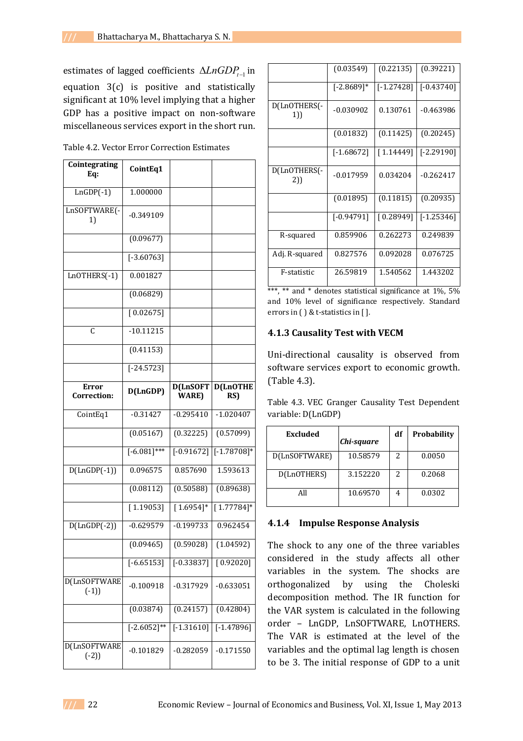estimates of lagged coefficients $\Delta LnGDP_{t-1}$ in equation 3(c) is positive and statistically significant at 10% level implying that a higher GDP has a positive impact on non-software miscellaneous services export in the short run.

Table 4.2. Vector Error Correction Estimates

| **Cointegrating Eq:** | **CointEq1** | | |
|---|---|---|---|
| LnGDP(-1) | 1.000000 | | |
| LnSOFTWARE(-1) | -0.349109 | | |
| | (0.09677) | | |
| | [-3.60763] | | |
| LnOTHERS(-1) | 0.001827 | | |
| | (0.06829) | | |
| | [ 0.02675] | | |
| C | -10.11215 | | |
| | (0.41153) | | |
| | [-24.5723] | | |
| **Error Correction:** | **D(LnGDP)** | **D(LnSOFTWARE)** | **D(LnOTHERS)** |
| CointEq1 | -0.31427 | -0.295410 | -1.020407 |
| | (0.05167) | (0.32225) | (0.57099) |
| | [-6.081]*** | [-0.91672] | [-1.78708]* |
| D(LnGDP(-1)) | 0.096575 | 0.857690 | 1.593613 |
| | (0.08112) | (0.50588) | (0.89638) |
| | [ 1.19053] | [ 1.6954]* | [ 1.77784]* |
| D(LnGDP(-2)) | -0.629579 | -0.199733 | 0.962454 |
| | (0.09465) | (0.59028) | (1.04592) |
| | [-6.65153] | [-0.33837] | [ 0.92020] |
| D(LnSOFTWARE(-1)) | -0.100918 | -0.317929 | -0.633051 |
| | (0.03874) | (0.24157) | (0.42804) |
| | [-2.6052]** | [-1.31610] | [-1.47896] |
| D(LnSOFTWARE(-2)) | -0.101829 | -0.282059 | -0.171550 |
| | (0.03549) | (0.22135) | (0.39221) |
| | [-2.8689]* | [-1.27428] | [-0.43740] |
| D(LnOTHERS(-1)) | -0.030902 | 0.130761 | -0.463986 |
| | (0.01832) | (0.11425) | (0.20245) |
| | [-1.68672] | [ 1.14449] | [-2.29190] |
| D(LnOTHERS(-2)) | -0.017959 | 0.034204 | -0.262417 |
| | (0.01895) | (0.11815) | (0.20935) |
| | [-0.94791] | [ 0.28949] | [-1.25346] |
| R-squared | 0.859906 | 0.262273 | 0.249839 |
| Adj. R-squared | 0.827576 | 0.092028 | 0.076725 |
| F-statistic | 26.59819 | 1.540562 | 1.443202 |

***, ** and * denotes statistical significance at 1%, 5% and 10% level of significance respectively. Standard errors in ( ) & t-statistics in [ ].

### 4.1.3 Causality Test with VECM

Uni-directional causality is observed from software services export to economic growth. (Table 4.3).

Table 4.3. VEC Granger Causality Test Dependent variable: D(LnGDP)

| **Excluded** | ***Chi-square*** | **df** | **Probability** |
|---|---|---|---|
| D(LnSOFTWARE) | 10.58579 | 2 | 0.0050 |
| D(LnOTHERS) | 3.152220 | 2 | 0.2068 |
| All | 10.69570 | 4 | 0.0302 |

### 4.1.4 Impulse Response Analysis

The shock to any one of the three variables considered in the study affects all other variables in the system. The shocks are orthogonalized by using the Choleski decomposition method. The IR function for the VAR system is calculated in the following order – LnGDP, LnSOFTWARE, LnOTHERS. The VAR is estimated at the level of the variables and the optimal lag length is chosen to be 3. The initial response of GDP to a unit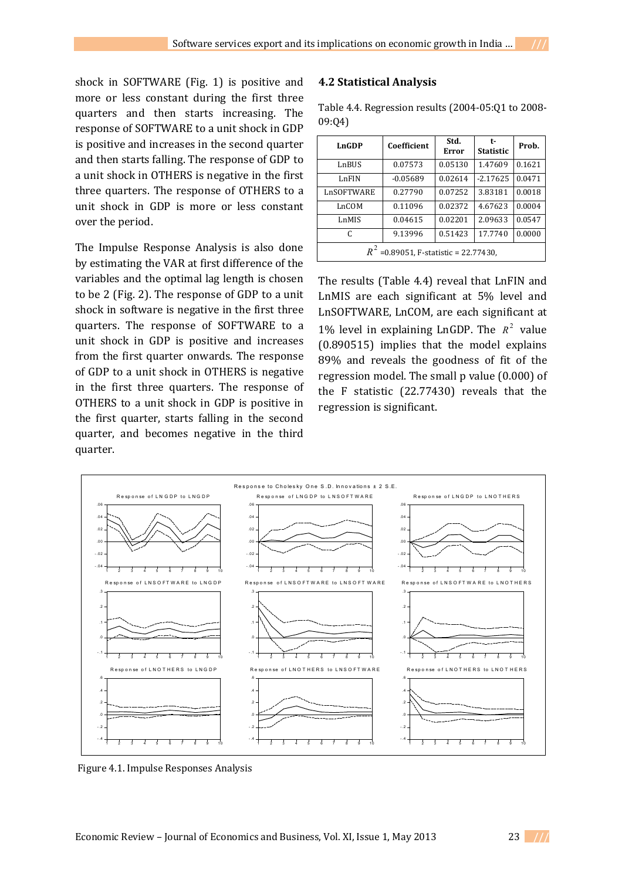shock in SOFTWARE (Fig. 1) is positive and more or less constant during the first three quarters and then starts increasing. The response of SOFTWARE to a unit shock in GDP is positive and increases in the second quarter and then starts falling. The response of GDP to a unit shock in OTHERS is negative in the first three quarters. The response of OTHERS to a unit shock in GDP is more or less constant over the period.

The Impulse Response Analysis is also done by estimating the VAR at first difference of the variables and the optimal lag length is chosen to be 2 (Fig. 2). The response of GDP to a unit shock in software is negative in the first three quarters. The response of SOFTWARE to a unit shock in GDP is positive and increases from the first quarter onwards. The response of GDP to a unit shock in OTHERS is negative in the first three quarters. The response of OTHERS to a unit shock in GDP is positive in the first quarter, starts falling in the second quarter, and becomes negative in the third quarter.

### 4.2 Statistical Analysis

Table 4.4. Regression results (2004-05:Q1 to 2008-09:Q4)

| LnGDP | Coefficient | Std. Error | t-Statistic | Prob. |
|---|---|---|---|---|
| LnBUS | 0.07573 | 0.05130 | 1.47609 | 0.1621 |
| LnFIN | -0.05689 | 0.02614 | -2.17625 | 0.0471 |
| LnSOFTWARE | 0.27790 | 0.07252 | 3.83181 | 0.0018 |
| LnCOM | 0.11096 | 0.02372 | 4.67623 | 0.0004 |
| LnMIS | 0.04615 | 0.02201 | 2.09633 | 0.0547 |
| C | 9.13996 | 0.51423 | 17.7740 | 0.0000 |
| $R^2$ =0.89051, F-statistic = 22.77430, | | | | |

The results (Table 4.4) reveal that LnFIN and LnMIS are each significant at 5% level and LnSOFTWARE, LnCOM, are each significant at 1% level in explaining LnGDP. The $R^2$ value (0.890515) implies that the model explains 89% and reveals the goodness of fit of the regression model. The small p value (0.000) of the F statistic (22.77430) reveals that the regression is significant.

Figure 4.1. Impulse Responses Analysis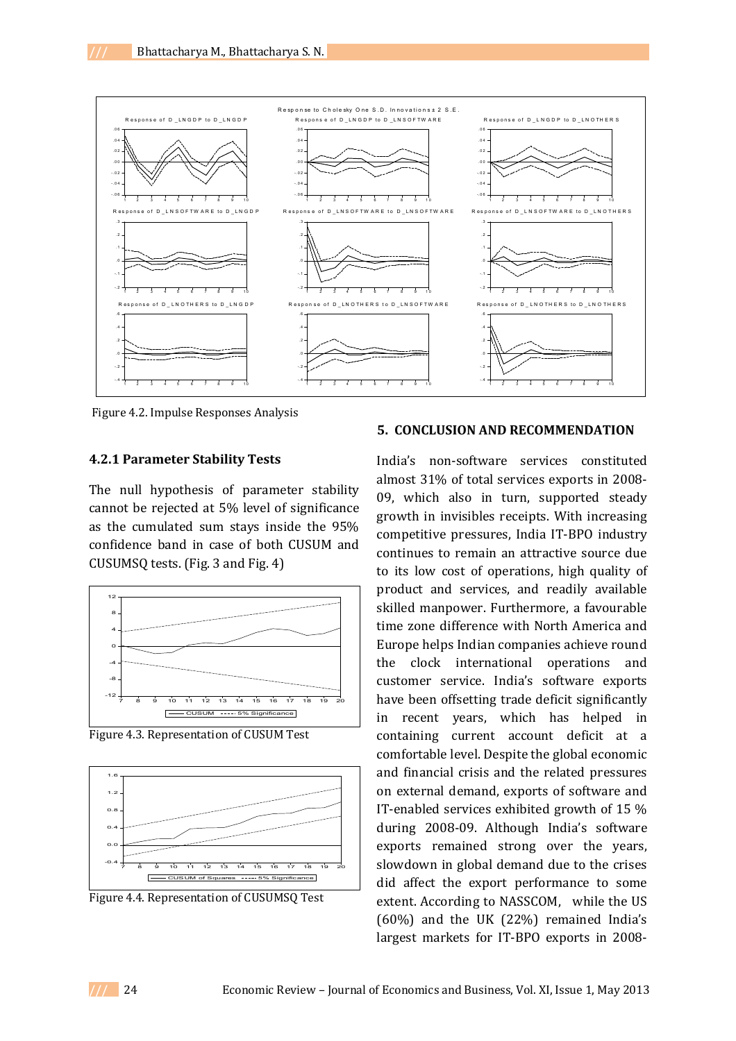Figure 4.2. Impulse Responses Analysis

### 4.2.1 Parameter Stability Tests

The null hypothesis of parameter stability cannot be rejected at 5% level of significance as the cumulated sum stays inside the 95% confidence band in case of both CUSUM and CUSUMSQ tests. (Fig. 3 and Fig. 4)

Figure 4.3. Representation of CUSUM Test

Figure 4.4. Representation of CUSUMSQ Test

## 5. CONCLUSION AND RECOMMENDATION

India's non-software services constituted almost 31% of total services exports in 2008-09, which also in turn, supported steady growth in invisibles receipts. With increasing competitive pressures, India IT-BPO industry continues to remain an attractive source due to its low cost of operations, high quality of product and services, and readily available skilled manpower. Furthermore, a favourable time zone difference with North America and Europe helps Indian companies achieve round the clock international operations and customer service. India's software exports have been offsetting trade deficit significantly in recent years, which has helped in containing current account deficit at a comfortable level. Despite the global economic and financial crisis and the related pressures on external demand, exports of software and IT-enabled services exhibited growth of 15 % during 2008-09. Although India's software exports remained strong over the years, slowdown in global demand due to the crises did affect the export performance to some extent. According to NASSCOM, while the US (60%) and the UK (22%) remained India's largest markets for IT-BPO exports in 2008-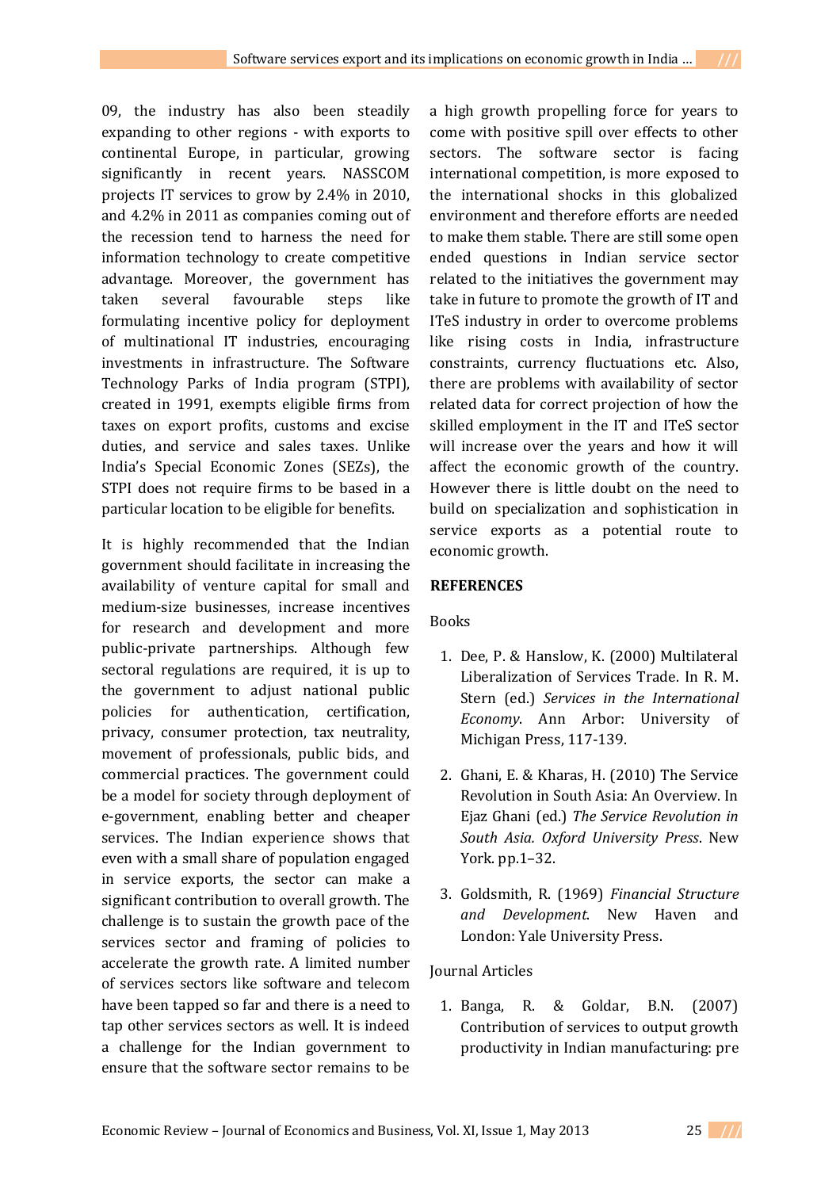09, the industry has also been steadily expanding to other regions - with exports to continental Europe, in particular, growing significantly in recent years. NASSCOM projects IT services to grow by 2.4% in 2010, and 4.2% in 2011 as companies coming out of the recession tend to harness the need for information technology to create competitive advantage. Moreover, the government has taken several favourable steps like formulating incentive policy for deployment of multinational IT industries, encouraging investments in infrastructure. The Software Technology Parks of India program (STPI), created in 1991, exempts eligible firms from taxes on export profits, customs and excise duties, and service and sales taxes. Unlike India's Special Economic Zones (SEZs), the STPI does not require firms to be based in a particular location to be eligible for benefits.

It is highly recommended that the Indian government should facilitate in increasing the availability of venture capital for small and medium-size businesses, increase incentives for research and development and more public-private partnerships. Although few sectoral regulations are required, it is up to the government to adjust national public policies for authentication, certification, privacy, consumer protection, tax neutrality, movement of professionals, public bids, and commercial practices. The government could be a model for society through deployment of e-government, enabling better and cheaper services. The Indian experience shows that even with a small share of population engaged in service exports, the sector can make a significant contribution to overall growth. The challenge is to sustain the growth pace of the services sector and framing of policies to accelerate the growth rate. A limited number of services sectors like software and telecom have been tapped so far and there is a need to tap other services sectors as well. It is indeed a challenge for the Indian government to ensure that the software sector remains to be a high growth propelling force for years to come with positive spill over effects to other sectors. The software sector is facing international competition, is more exposed to the international shocks in this globalized environment and therefore efforts are needed to make them stable. There are still some open ended questions in Indian service sector related to the initiatives the government may take in future to promote the growth of IT and ITeS industry in order to overcome problems like rising costs in India, infrastructure constraints, currency fluctuations etc. Also, there are problems with availability of sector related data for correct projection of how the skilled employment in the IT and ITeS sector will increase over the years and how it will affect the economic growth of the country. However there is little doubt on the need to build on specialization and sophistication in service exports as a potential route to economic growth.

## REFERENCES

Books

1. Dee, P. & Hanslow, K. (2000) Multilateral Liberalization of Services Trade. In R. M. Stern (ed.) *Services in the International Economy*. Ann Arbor: University of Michigan Press, 117-139.

2. Ghani, E. & Kharas, H. (2010) The Service Revolution in South Asia: An Overview. In Ejaz Ghani (ed.) *The Service Revolution in South Asia. Oxford University Press*. New York. pp.1–32.

3. Goldsmith, R. (1969) *Financial Structure and Development*. New Haven and London: Yale University Press.

Journal Articles

1. Banga, R. & Goldar, B.N. (2007) Contribution of services to output growth productivity in Indian manufacturing: pre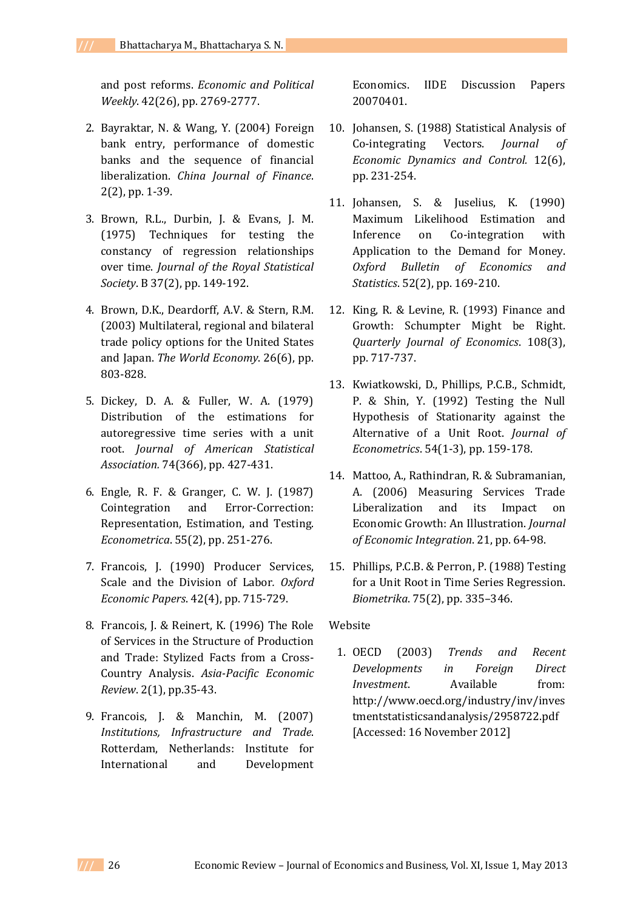and post reforms. *Economic and Political Weekly*. 42(26), pp. 2769-2777.

2. Bayraktar, N. & Wang, Y. (2004) Foreign bank entry, performance of domestic banks and the sequence of financial liberalization. *China Journal of Finance*. 2(2), pp. 1-39.

3. Brown, R.L., Durbin, J. & Evans, J. M. (1975) Techniques for testing the constancy of regression relationships over time. *Journal of the Royal Statistical Society*. B 37(2), pp. 149-192.

4. Brown, D.K., Deardorff, A.V. & Stern, R.M. (2003) Multilateral, regional and bilateral trade policy options for the United States and Japan. *The World Economy*. 26(6), pp. 803-828.

5. Dickey, D. A. & Fuller, W. A. (1979) Distribution of the estimations for autoregressive time series with a unit root. *Journal of American Statistical Association.* 74(366), pp. 427-431.

6. Engle, R. F. & Granger, C. W. J. (1987) Cointegration and Error-Correction: Representation, Estimation, and Testing. *Econometrica*. 55(2), pp. 251-276.

7. Francois, J. (1990) Producer Services, Scale and the Division of Labor. *Oxford Economic Papers*. 42(4), pp. 715-729.

8. Francois, J. & Reinert, K. (1996) The Role of Services in the Structure of Production and Trade: Stylized Facts from a Cross-Country Analysis. *Asia-Pacific Economic Review*. 2(1), pp.35-43.

9. Francois, J. & Manchin, M. (2007) *Institutions, Infrastructure and Trade*. Rotterdam, Netherlands: Institute for International and Development Economics. IIDE Discussion Papers 20070401.

10. Johansen, S. (1988) Statistical Analysis of Co-integrating Vectors. *Journal of Economic Dynamics and Control*. 12(6), pp. 231-254.

11. Johansen, S. & Juselius, K. (1990) Maximum Likelihood Estimation and Inference on Co-integration with Application to the Demand for Money. *Oxford Bulletin of Economics and Statistics*. 52(2), pp. 169-210.

12. King, R. & Levine, R. (1993) Finance and Growth: Schumpter Might be Right. *Quarterly Journal of Economics*. 108(3), pp. 717-737.

13. Kwiatkowski, D., Phillips, P.C.B., Schmidt, P. & Shin, Y. (1992) Testing the Null Hypothesis of Stationarity against the Alternative of a Unit Root. *Journal of Econometrics*. 54(1-3), pp. 159-178.

14. Mattoo, A., Rathindran, R. & Subramanian, A. (2006) Measuring Services Trade Liberalization and its Impact on Economic Growth: An Illustration. *Journal of Economic Integration*. 21, pp. 64-98.

15. Phillips, P.C.B. & Perron, P. (1988) Testing for a Unit Root in Time Series Regression. *Biometrika*. 75(2), pp. 335–346.

Website

1. OECD (2003) *Trends and Recent Developments in Foreign Direct Investment*. Available from: http://www.oecd.org/industry/inv/investmentstatisticsandanalysis/2958722.pdf [Accessed: 16 November 2012]